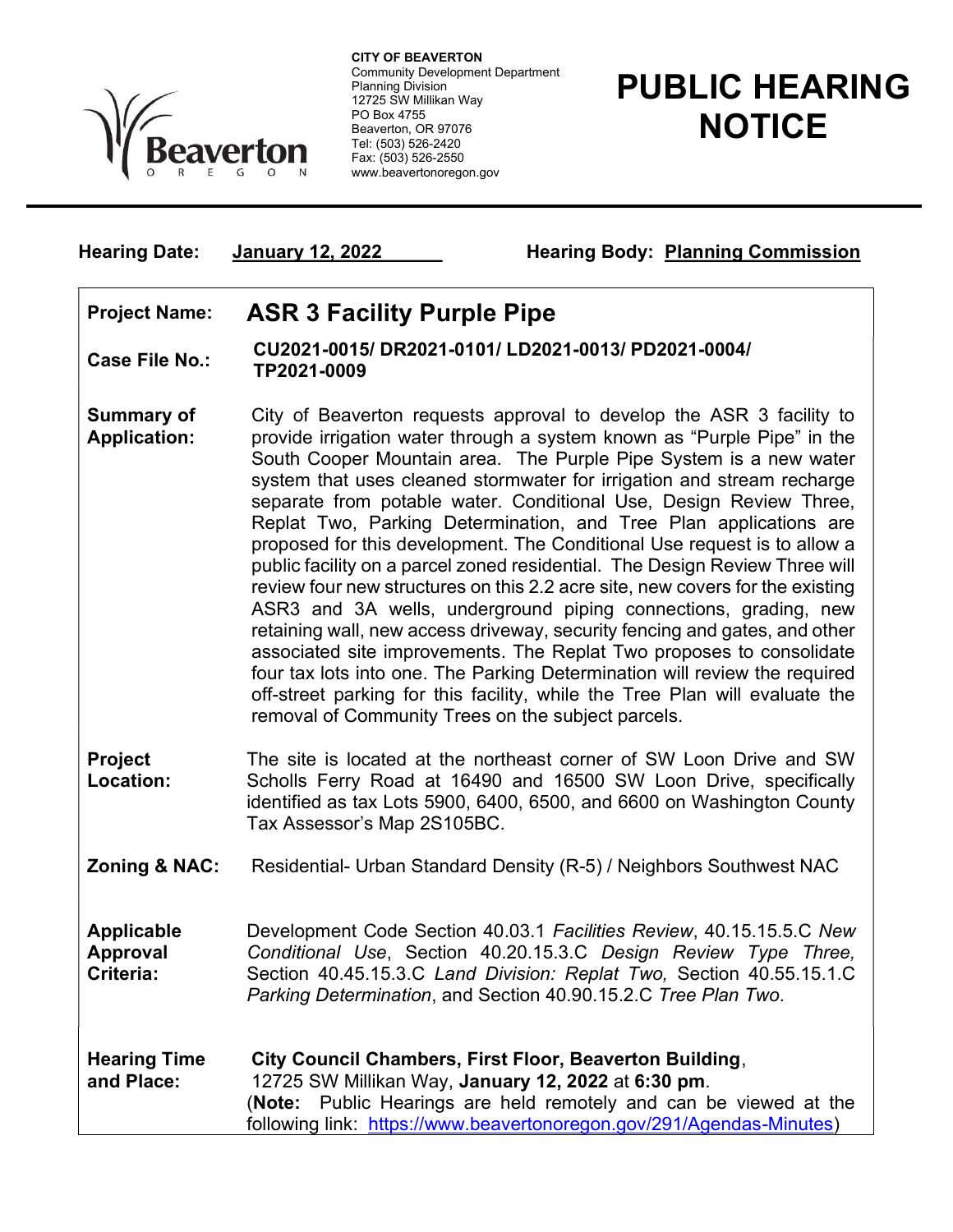**CITY OF BEAVERTON**
Community Development Department
Planning Division
12725 SW Millikan Way
PO Box 4755
Beaverton, OR 97076
Tel: (503) 526-2420
Fax: (503) 526-2550
www.beavertonoregon.gov

# PUBLIC HEARING NOTICE

**Hearing Date:** **January 12, 2022** **Hearing Body:** **Planning Commission**

| | |
|---|---|
| **Project Name:** | **ASR 3 Facility Purple Pipe** |
| **Case File No.:** | **CU2021-0015/ DR2021-0101/ LD2021-0013/ PD2021-0004/ TP2021-0009** |
| **Summary of Application:** | City of Beaverton requests approval to develop the ASR 3 facility to provide irrigation water through a system known as "Purple Pipe" in the South Cooper Mountain area. The Purple Pipe System is a new water system that uses cleaned stormwater for irrigation and stream recharge separate from potable water. Conditional Use, Design Review Three, Replat Two, Parking Determination, and Tree Plan applications are proposed for this development. The Conditional Use request is to allow a public facility on a parcel zoned residential. The Design Review Three will review four new structures on this 2.2 acre site, new covers for the existing ASR3 and 3A wells, underground piping connections, grading, new retaining wall, new access driveway, security fencing and gates, and other associated site improvements. The Replat Two proposes to consolidate four tax lots into one. The Parking Determination will review the required off-street parking for this facility, while the Tree Plan will evaluate the removal of Community Trees on the subject parcels. |
| **Project Location:** | The site is located at the northeast corner of SW Loon Drive and SW Scholls Ferry Road at 16490 and 16500 SW Loon Drive, specifically identified as tax Lots 5900, 6400, 6500, and 6600 on Washington County Tax Assessor's Map 2S105BC. |
| **Zoning & NAC:** | Residential- Urban Standard Density (R-5) / Neighbors Southwest NAC |
| **Applicable Approval Criteria:** | Development Code Section 40.03.1 *Facilities Review*, 40.15.15.5.C *New Conditional Use*, Section 40.20.15.3.C *Design Review Type Three,* Section 40.45.15.3.C *Land Division: Replat Two,* Section 40.55.15.1.C *Parking Determination*, and Section 40.90.15.2.C *Tree Plan Two.* |
| **Hearing Time and Place:** | **City Council Chambers, First Floor, Beaverton Building**, 12725 SW Millikan Way, **January 12, 2022** at **6:30 pm**. (**Note:** Public Hearings are held remotely and can be viewed at the following link: https://www.beavertonoregon.gov/291/Agendas-Minutes) |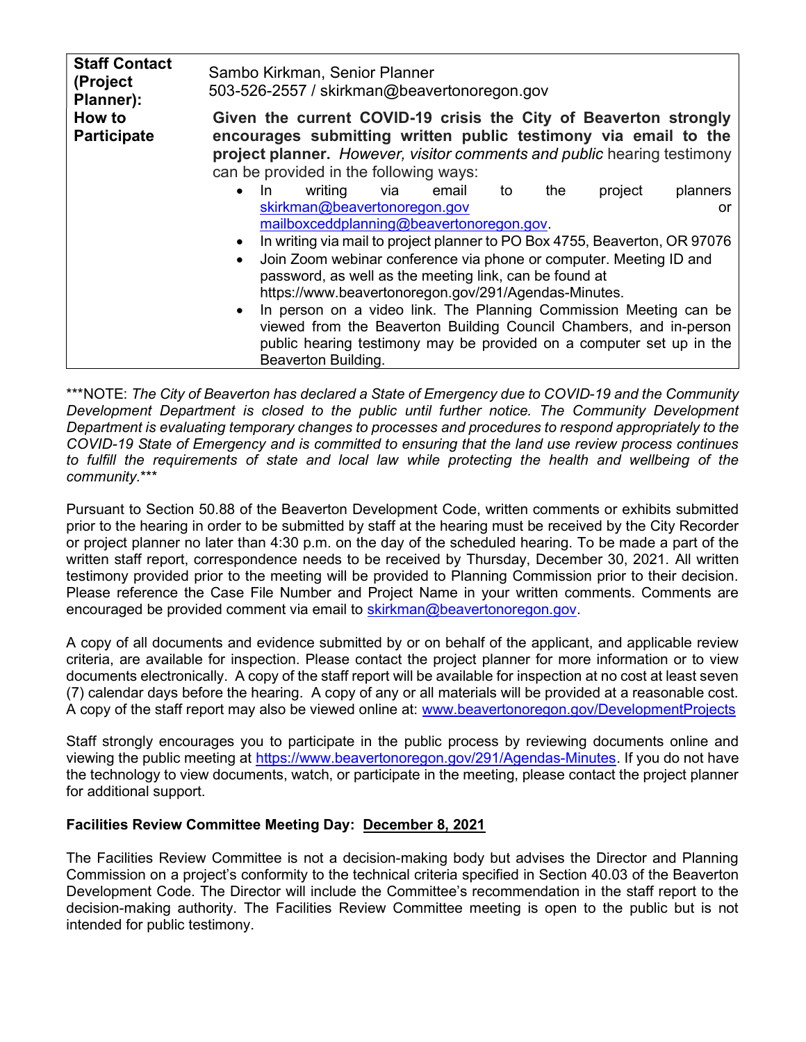| | |
|---|---|
| **Staff Contact (Project Planner):** | Sambo Kirkman, Senior Planner<br>503-526-2557 / skirkman@beavertonoregon.gov |
| **How to Participate** | **Given the current COVID-19 crisis the City of Beaverton strongly encourages submitting written public testimony via email to the project planner.** *However, visitor comments and public* hearing testimony can be provided in the following ways:<br>• In writing via email to the project planners skirkman@beavertonoregon.gov or mailboxceddplanning@beavertonoregon.gov.<br>• In writing via mail to project planner to PO Box 4755, Beaverton, OR 97076<br>• Join Zoom webinar conference via phone or computer. Meeting ID and password, as well as the meeting link, can be found at https://www.beavertonoregon.gov/291/Agendas-Minutes.<br>• In person on a video link. The Planning Commission Meeting can be viewed from the Beaverton Building Council Chambers, and in-person public hearing testimony may be provided on a computer set up in the Beaverton Building. |

***NOTE: *The City of Beaverton has declared a State of Emergency due to COVID-19 and the Community Development Department is closed to the public until further notice. The Community Development Department is evaluating temporary changes to processes and procedures to respond appropriately to the COVID-19 State of Emergency and is committed to ensuring that the land use review process continues to fulfill the requirements of state and local law while protecting the health and wellbeing of the community.****

Pursuant to Section 50.88 of the Beaverton Development Code, written comments or exhibits submitted prior to the hearing in order to be submitted by staff at the hearing must be received by the City Recorder or project planner no later than 4:30 p.m. on the day of the scheduled hearing. To be made a part of the written staff report, correspondence needs to be received by Thursday, December 30, 2021. All written testimony provided prior to the meeting will be provided to Planning Commission prior to their decision. Please reference the Case File Number and Project Name in your written comments. Comments are encouraged be provided comment via email to skirkman@beavertonoregon.gov.

A copy of all documents and evidence submitted by or on behalf of the applicant, and applicable review criteria, are available for inspection. Please contact the project planner for more information or to view documents electronically. A copy of the staff report will be available for inspection at no cost at least seven (7) calendar days before the hearing. A copy of any or all materials will be provided at a reasonable cost. A copy of the staff report may also be viewed online at: www.beavertonoregon.gov/DevelopmentProjects

Staff strongly encourages you to participate in the public process by reviewing documents online and viewing the public meeting at https://www.beavertonoregon.gov/291/Agendas-Minutes. If you do not have the technology to view documents, watch, or participate in the meeting, please contact the project planner for additional support.

**Facilities Review Committee Meeting Day: December 8, 2021**

The Facilities Review Committee is not a decision-making body but advises the Director and Planning Commission on a project's conformity to the technical criteria specified in Section 40.03 of the Beaverton Development Code. The Director will include the Committee's recommendation in the staff report to the decision-making authority. The Facilities Review Committee meeting is open to the public but is not intended for public testimony.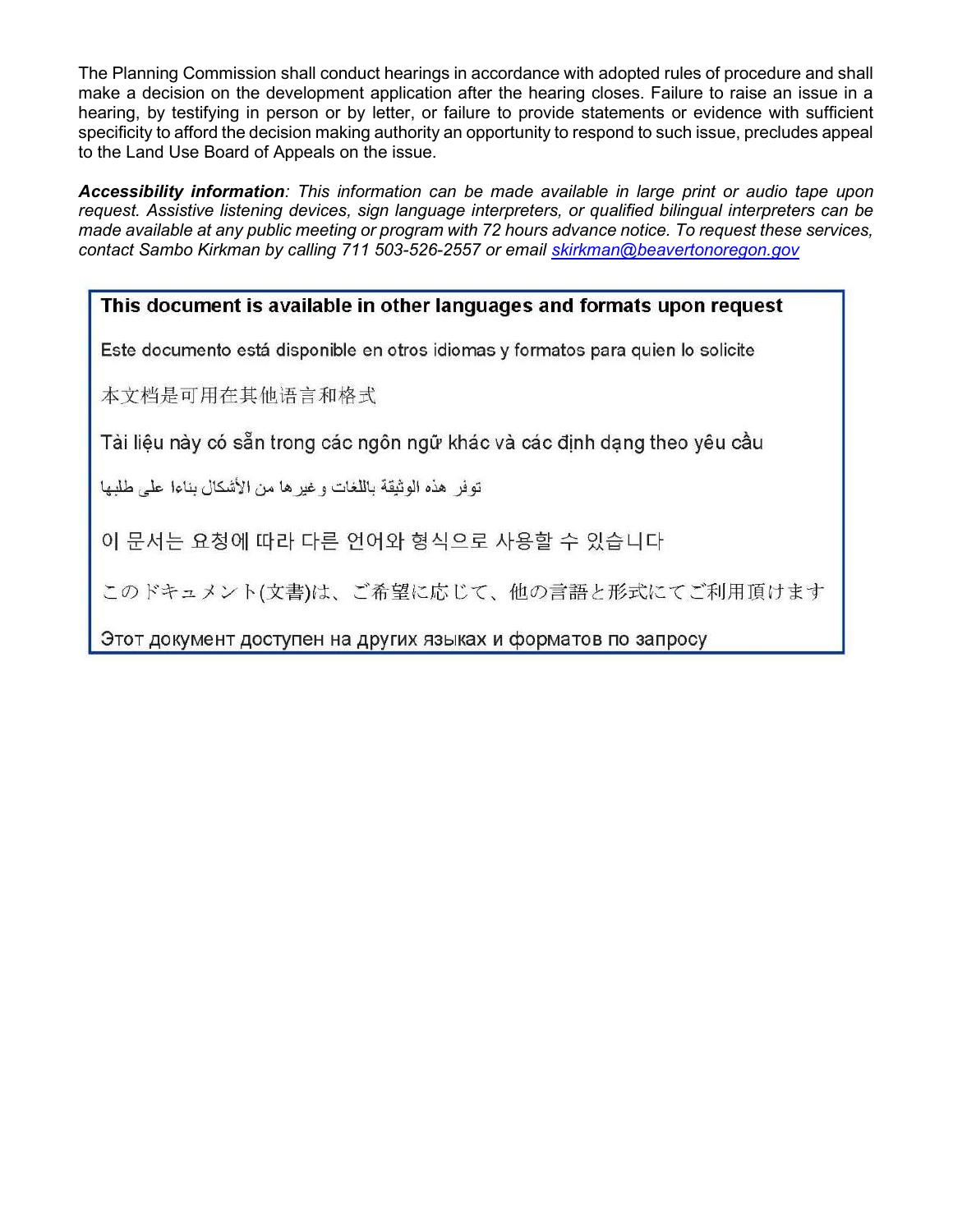The Planning Commission shall conduct hearings in accordance with adopted rules of procedure and shall make a decision on the development application after the hearing closes. Failure to raise an issue in a hearing, by testifying in person or by letter, or failure to provide statements or evidence with sufficient specificity to afford the decision making authority an opportunity to respond to such issue, precludes appeal to the Land Use Board of Appeals on the issue.

***Accessibility information****: This information can be made available in large print or audio tape upon request. Assistive listening devices, sign language interpreters, or qualified bilingual interpreters can be made available at any public meeting or program with 72 hours advance notice. To request these services, contact Sambo Kirkman by calling 711 503-526-2557 or email [skirkman@beavertonoregon.gov](mailto:skirkman@beavertonoregon.gov)*

**This document is available in other languages and formats upon request**

Este documento está disponible en otros idiomas y formatos para quien lo solicite

本文档是可用在其他语言和格式

Tài liệu này có sẵn trong các ngôn ngữ khác và các định dạng theo yêu cầu

توفر هذه الوثيقة باللغات وغيرها من الأشكال بناءا على طلبها

이 문서는 요청에 따라 다른 언어와 형식으로 사용할 수 있습니다

このドキュメント(文書)は、ご希望に応じて、他の言語と形式にてご利用頂けます

Этот документ доступен на других языках и форматов по запросу